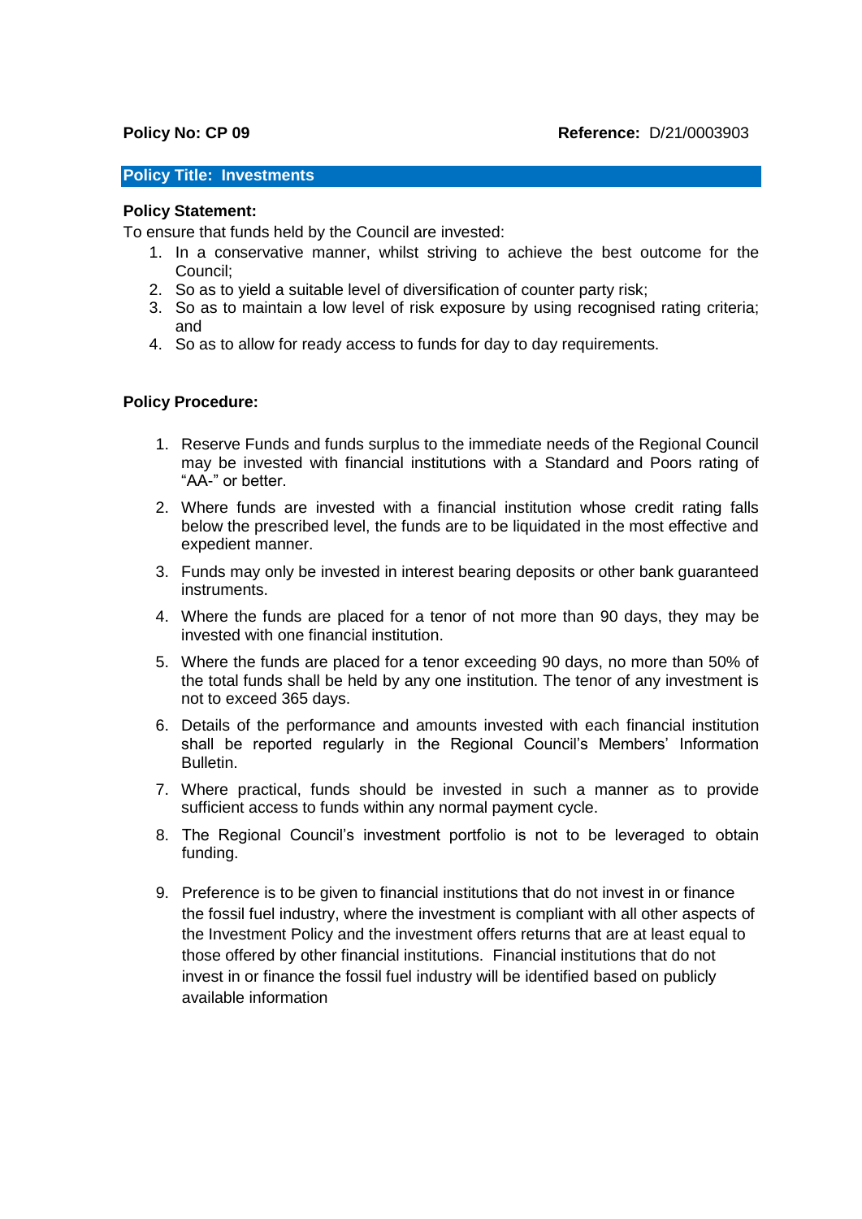**Policy No: CP 09** **Reference:** D/21/0003903

## Policy Title: Investments

**Policy Statement:**

To ensure that funds held by the Council are invested:

1. In a conservative manner, whilst striving to achieve the best outcome for the Council;
2. So as to yield a suitable level of diversification of counter party risk;
3. So as to maintain a low level of risk exposure by using recognised rating criteria; and
4. So as to allow for ready access to funds for day to day requirements.

**Policy Procedure:**

1. Reserve Funds and funds surplus to the immediate needs of the Regional Council may be invested with financial institutions with a Standard and Poors rating of "AA-" or better.

2. Where funds are invested with a financial institution whose credit rating falls below the prescribed level, the funds are to be liquidated in the most effective and expedient manner.

3. Funds may only be invested in interest bearing deposits or other bank guaranteed instruments.

4. Where the funds are placed for a tenor of not more than 90 days, they may be invested with one financial institution.

5. Where the funds are placed for a tenor exceeding 90 days, no more than 50% of the total funds shall be held by any one institution. The tenor of any investment is not to exceed 365 days.

6. Details of the performance and amounts invested with each financial institution shall be reported regularly in the Regional Council's Members' Information Bulletin.

7. Where practical, funds should be invested in such a manner as to provide sufficient access to funds within any normal payment cycle.

8. The Regional Council's investment portfolio is not to be leveraged to obtain funding.

9. Preference is to be given to financial institutions that do not invest in or finance the fossil fuel industry, where the investment is compliant with all other aspects of the Investment Policy and the investment offers returns that are at least equal to those offered by other financial institutions. Financial institutions that do not invest in or finance the fossil fuel industry will be identified based on publicly available information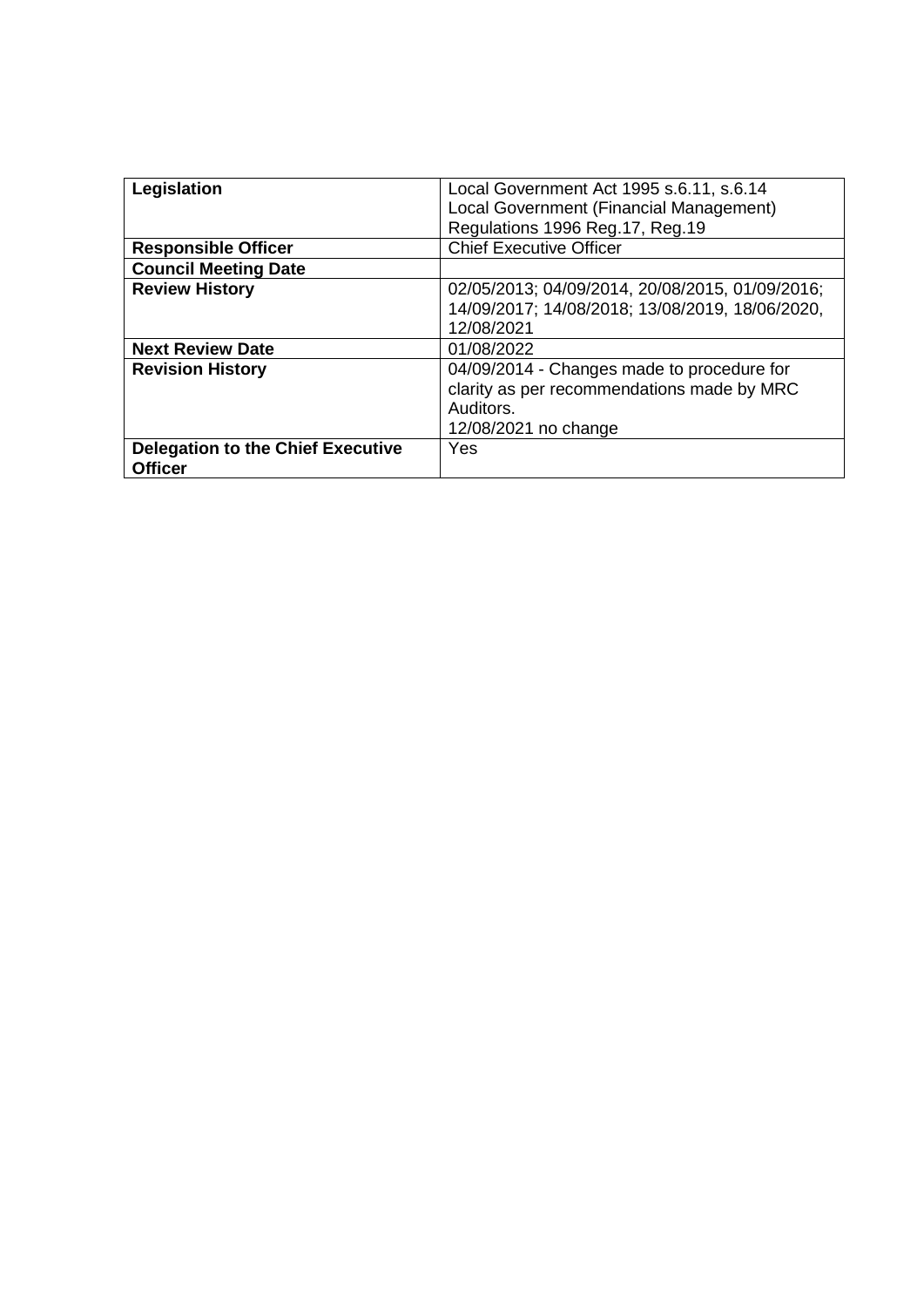| | |
|---|---|
| **Legislation** | Local Government Act 1995 s.6.11, s.6.14<br>Local Government (Financial Management) Regulations 1996 Reg.17, Reg.19 |
| **Responsible Officer** | Chief Executive Officer |
| **Council Meeting Date** | |
| **Review History** | 02/05/2013; 04/09/2014, 20/08/2015, 01/09/2016; 14/09/2017; 14/08/2018; 13/08/2019, 18/06/2020, 12/08/2021 |
| **Next Review Date** | 01/08/2022 |
| **Revision History** | 04/09/2014 - Changes made to procedure for clarity as per recommendations made by MRC Auditors.<br>12/08/2021 no change |
| **Delegation to the Chief Executive Officer** | Yes |